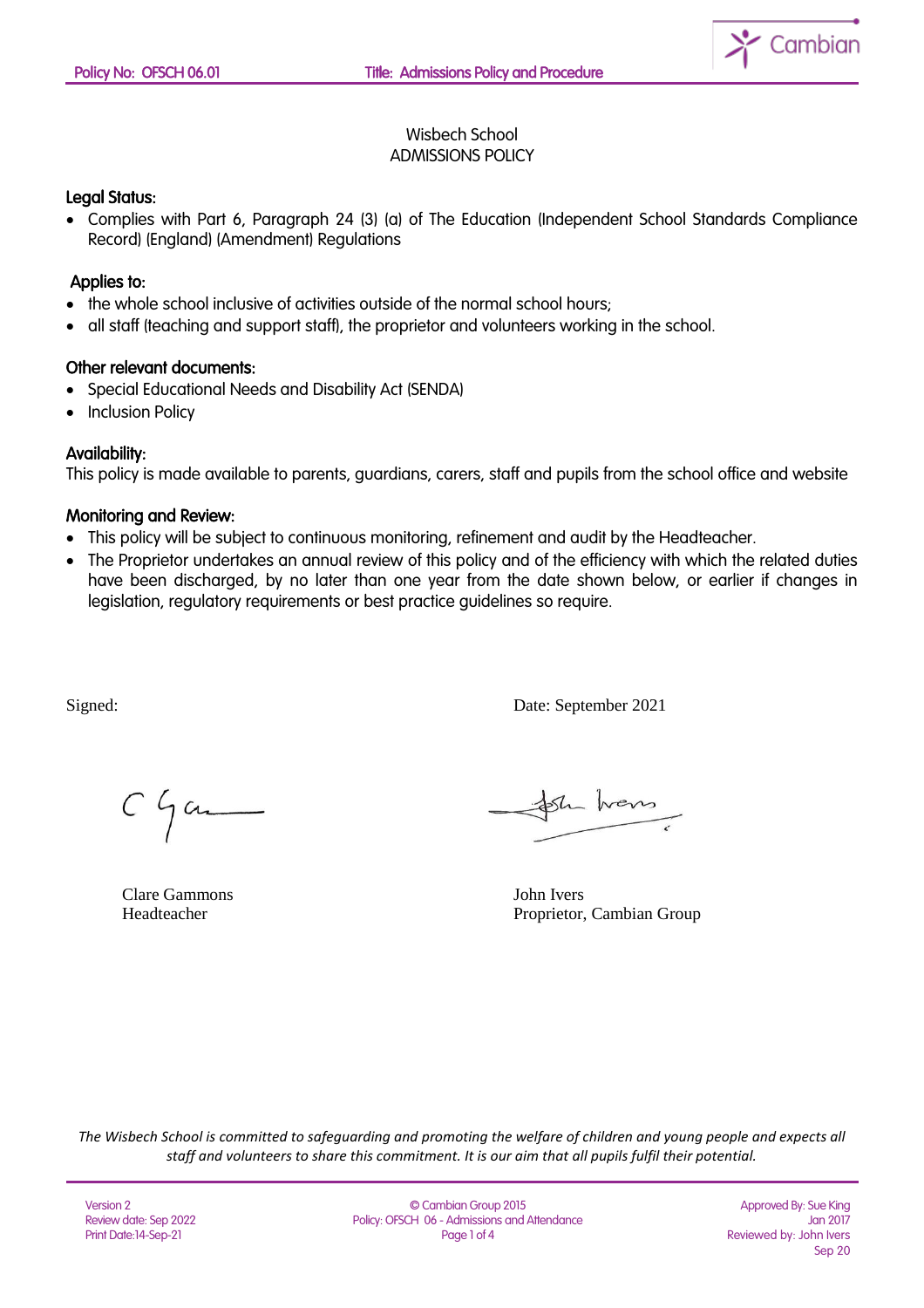Wisbech School
ADMISSIONS POLICY

### Legal Status:

- Complies with Part 6, Paragraph 24 (3) (a) of The Education (Independent School Standards Compliance Record) (England) (Amendment) Regulations

### Applies to:

- the whole school inclusive of activities outside of the normal school hours;
- all staff (teaching and support staff), the proprietor and volunteers working in the school.

### Other relevant documents:

- Special Educational Needs and Disability Act (SENDA)
- Inclusion Policy

### Availability:

This policy is made available to parents, guardians, carers, staff and pupils from the school office and website

### Monitoring and Review:

- This policy will be subject to continuous monitoring, refinement and audit by the Headteacher.
- The Proprietor undertakes an annual review of this policy and of the efficiency with which the related duties have been discharged, by no later than one year from the date shown below, or earlier if changes in legislation, regulatory requirements or best practice guidelines so require.

Signed: Date: September 2021

Clare Gammons
Headteacher

John Ivers
Proprietor, Cambian Group

*The Wisbech School is committed to safeguarding and promoting the welfare of children and young people and expects all staff and volunteers to share this commitment. It is our aim that all pupils fulfil their potential.*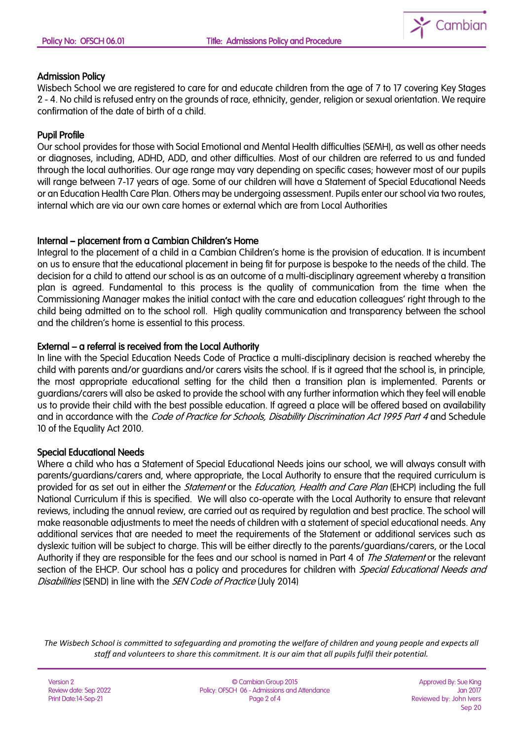## Admission Policy

Wisbech School we are registered to care for and educate children from the age of 7 to 17 covering Key Stages 2 - 4. No child is refused entry on the grounds of race, ethnicity, gender, religion or sexual orientation. We require confirmation of the date of birth of a child.

## Pupil Profile

Our school provides for those with Social Emotional and Mental Health difficulties (SEMH), as well as other needs or diagnoses, including, ADHD, ADD, and other difficulties. Most of our children are referred to us and funded through the local authorities. Our age range may vary depending on specific cases; however most of our pupils will range between 7-17 years of age. Some of our children will have a Statement of Special Educational Needs or an Education Health Care Plan. Others may be undergoing assessment. Pupils enter our school via two routes, internal which are via our own care homes or external which are from Local Authorities

## Internal – placement from a Cambian Children's Home

Integral to the placement of a child in a Cambian Children's home is the provision of education. It is incumbent on us to ensure that the educational placement in being fit for purpose is bespoke to the needs of the child. The decision for a child to attend our school is as an outcome of a multi-disciplinary agreement whereby a transition plan is agreed. Fundamental to this process is the quality of communication from the time when the Commissioning Manager makes the initial contact with the care and education colleagues' right through to the child being admitted on to the school roll. High quality communication and transparency between the school and the children's home is essential to this process.

## External – a referral is received from the Local Authority

In line with the Special Education Needs Code of Practice a multi-disciplinary decision is reached whereby the child with parents and/or guardians and/or carers visits the school. If is it agreed that the school is, in principle, the most appropriate educational setting for the child then a transition plan is implemented. Parents or guardians/carers will also be asked to provide the school with any further information which they feel will enable us to provide their child with the best possible education. If agreed a place will be offered based on availability and in accordance with the *Code of Practice for Schools, Disability Discrimination Act 1995 Part 4* and Schedule 10 of the Equality Act 2010.

## Special Educational Needs

Where a child who has a Statement of Special Educational Needs joins our school, we will always consult with parents/guardians/carers and, where appropriate, the Local Authority to ensure that the required curriculum is provided for as set out in either the *Statement* or the *Education, Health and Care Plan* (EHCP) including the full National Curriculum if this is specified. We will also co-operate with the Local Authority to ensure that relevant reviews, including the annual review, are carried out as required by regulation and best practice. The school will make reasonable adjustments to meet the needs of children with a statement of special educational needs. Any additional services that are needed to meet the requirements of the Statement or additional services such as dyslexic tuition will be subject to charge. This will be either directly to the parents/guardians/carers, or the Local Authority if they are responsible for the fees and our school is named in Part 4 of *The Statement* or the relevant section of the EHCP. Our school has a policy and procedures for children with *Special Educational Needs and Disabilities* (SEND) in line with the *SEN Code of Practice* (July 2014)

*The Wisbech School is committed to safeguarding and promoting the welfare of children and young people and expects all staff and volunteers to share this commitment. It is our aim that all pupils fulfil their potential.*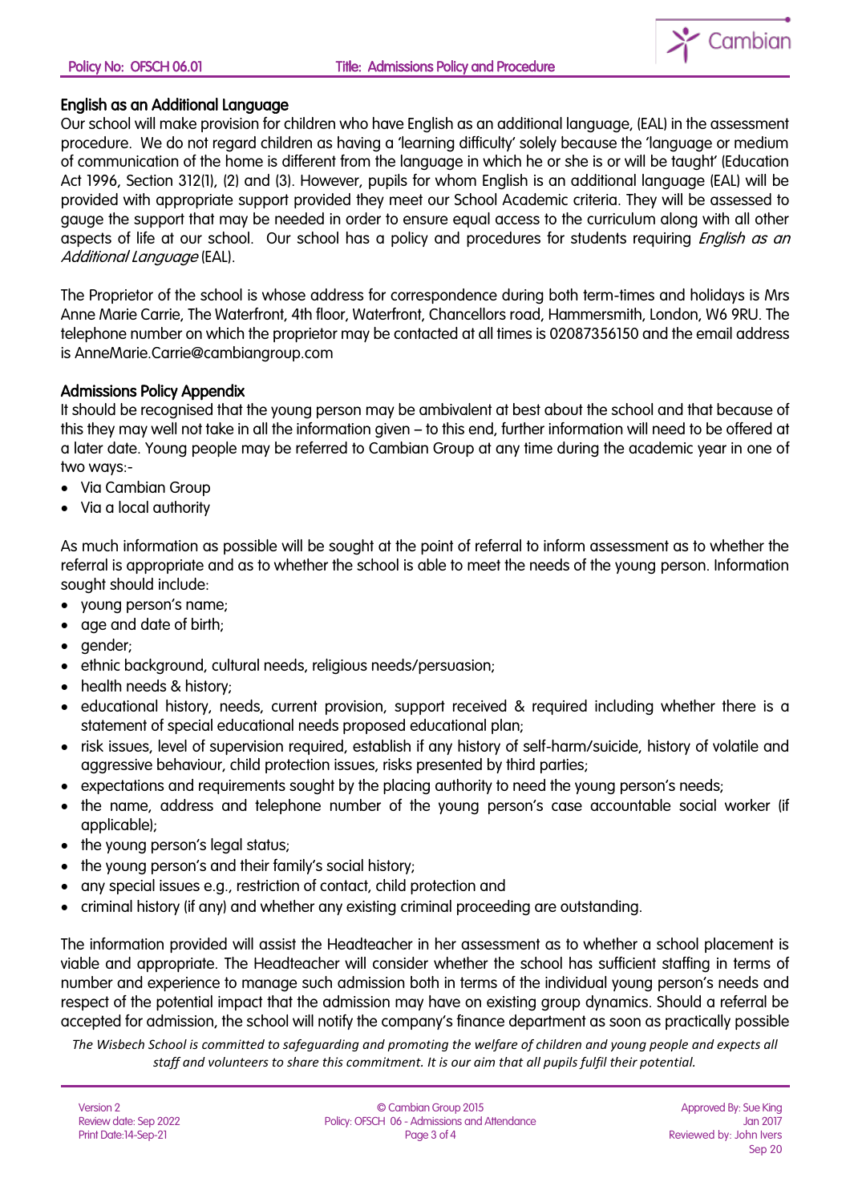## English as an Additional Language

Our school will make provision for children who have English as an additional language, (EAL) in the assessment procedure. We do not regard children as having a 'learning difficulty' solely because the 'language or medium of communication of the home is different from the language in which he or she is or will be taught' (Education Act 1996, Section 312(1), (2) and (3). However, pupils for whom English is an additional language (EAL) will be provided with appropriate support provided they meet our School Academic criteria. They will be assessed to gauge the support that may be needed in order to ensure equal access to the curriculum along with all other aspects of life at our school. Our school has a policy and procedures for students requiring *English as an Additional Language* (EAL).

The Proprietor of the school is whose address for correspondence during both term-times and holidays is Mrs Anne Marie Carrie, The Waterfront, 4th floor, Waterfront, Chancellors road, Hammersmith, London, W6 9RU. The telephone number on which the proprietor may be contacted at all times is 02087356150 and the email address is AnneMarie.Carrie@cambiangroup.com

## Admissions Policy Appendix

It should be recognised that the young person may be ambivalent at best about the school and that because of this they may well not take in all the information given – to this end, further information will need to be offered at a later date. Young people may be referred to Cambian Group at any time during the academic year in one of two ways:-

- Via Cambian Group
- Via a local authority

As much information as possible will be sought at the point of referral to inform assessment as to whether the referral is appropriate and as to whether the school is able to meet the needs of the young person. Information sought should include:

- young person's name;
- age and date of birth;
- gender;
- ethnic background, cultural needs, religious needs/persuasion;
- health needs & history;
- educational history, needs, current provision, support received & required including whether there is a statement of special educational needs proposed educational plan;
- risk issues, level of supervision required, establish if any history of self-harm/suicide, history of volatile and aggressive behaviour, child protection issues, risks presented by third parties;
- expectations and requirements sought by the placing authority to need the young person's needs;
- the name, address and telephone number of the young person's case accountable social worker (if applicable);
- the young person's legal status;
- the young person's and their family's social history;
- any special issues e.g., restriction of contact, child protection and
- criminal history (if any) and whether any existing criminal proceeding are outstanding.

The information provided will assist the Headteacher in her assessment as to whether a school placement is viable and appropriate. The Headteacher will consider whether the school has sufficient staffing in terms of number and experience to manage such admission both in terms of the individual young person's needs and respect of the potential impact that the admission may have on existing group dynamics. Should a referral be accepted for admission, the school will notify the company's finance department as soon as practically possible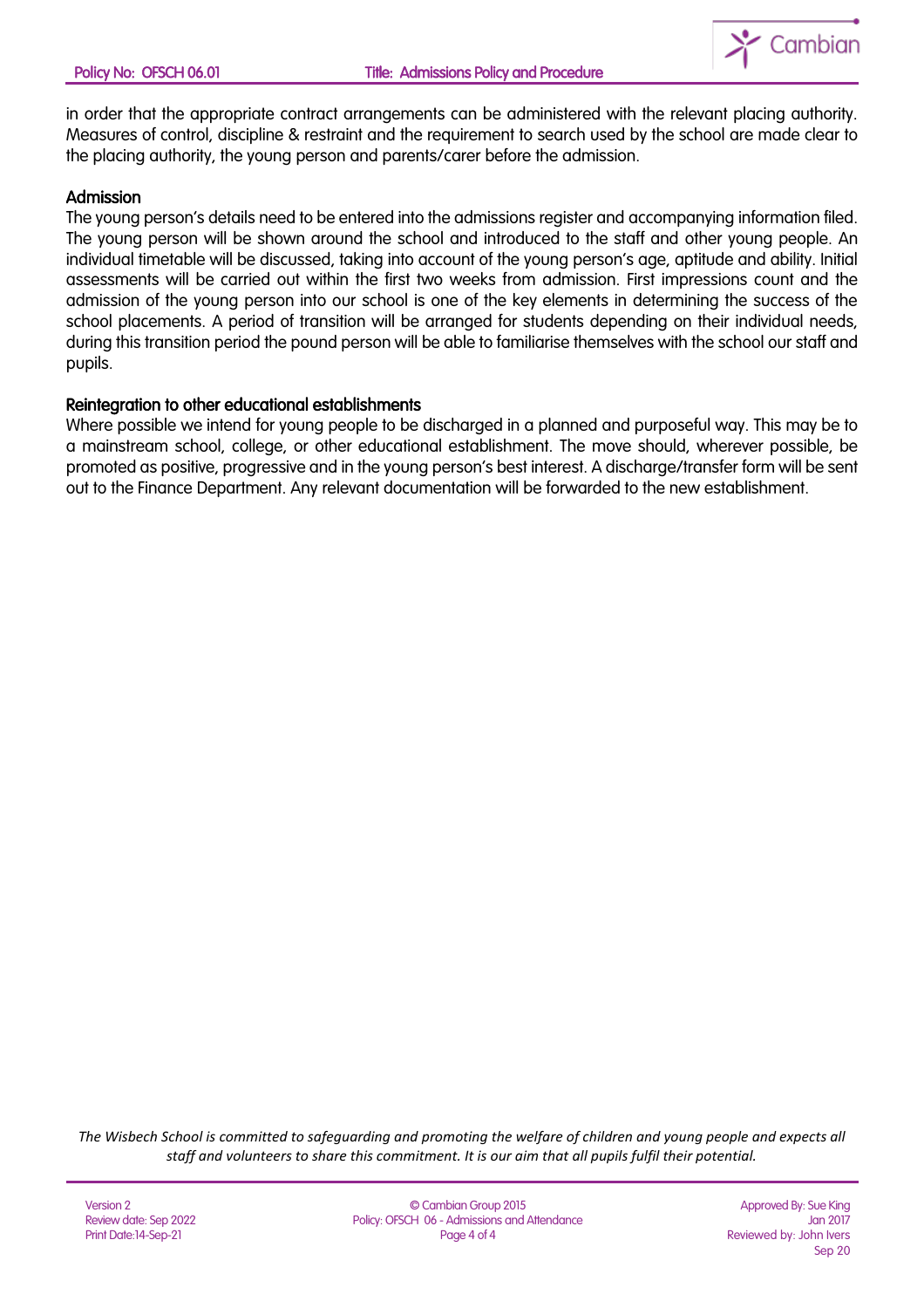in order that the appropriate contract arrangements can be administered with the relevant placing authority. Measures of control, discipline & restraint and the requirement to search used by the school are made clear to the placing authority, the young person and parents/carer before the admission.

### Admission

The young person's details need to be entered into the admissions register and accompanying information filed. The young person will be shown around the school and introduced to the staff and other young people. An individual timetable will be discussed, taking into account of the young person's age, aptitude and ability. Initial assessments will be carried out within the first two weeks from admission. First impressions count and the admission of the young person into our school is one of the key elements in determining the success of the school placements. A period of transition will be arranged for students depending on their individual needs, during this transition period the pound person will be able to familiarise themselves with the school our staff and pupils.

### Reintegration to other educational establishments

Where possible we intend for young people to be discharged in a planned and purposeful way. This may be to a mainstream school, college, or other educational establishment. The move should, wherever possible, be promoted as positive, progressive and in the young person's best interest. A discharge/transfer form will be sent out to the Finance Department. Any relevant documentation will be forwarded to the new establishment.

*The Wisbech School is committed to safeguarding and promoting the welfare of children and young people and expects all staff and volunteers to share this commitment. It is our aim that all pupils fulfil their potential.*